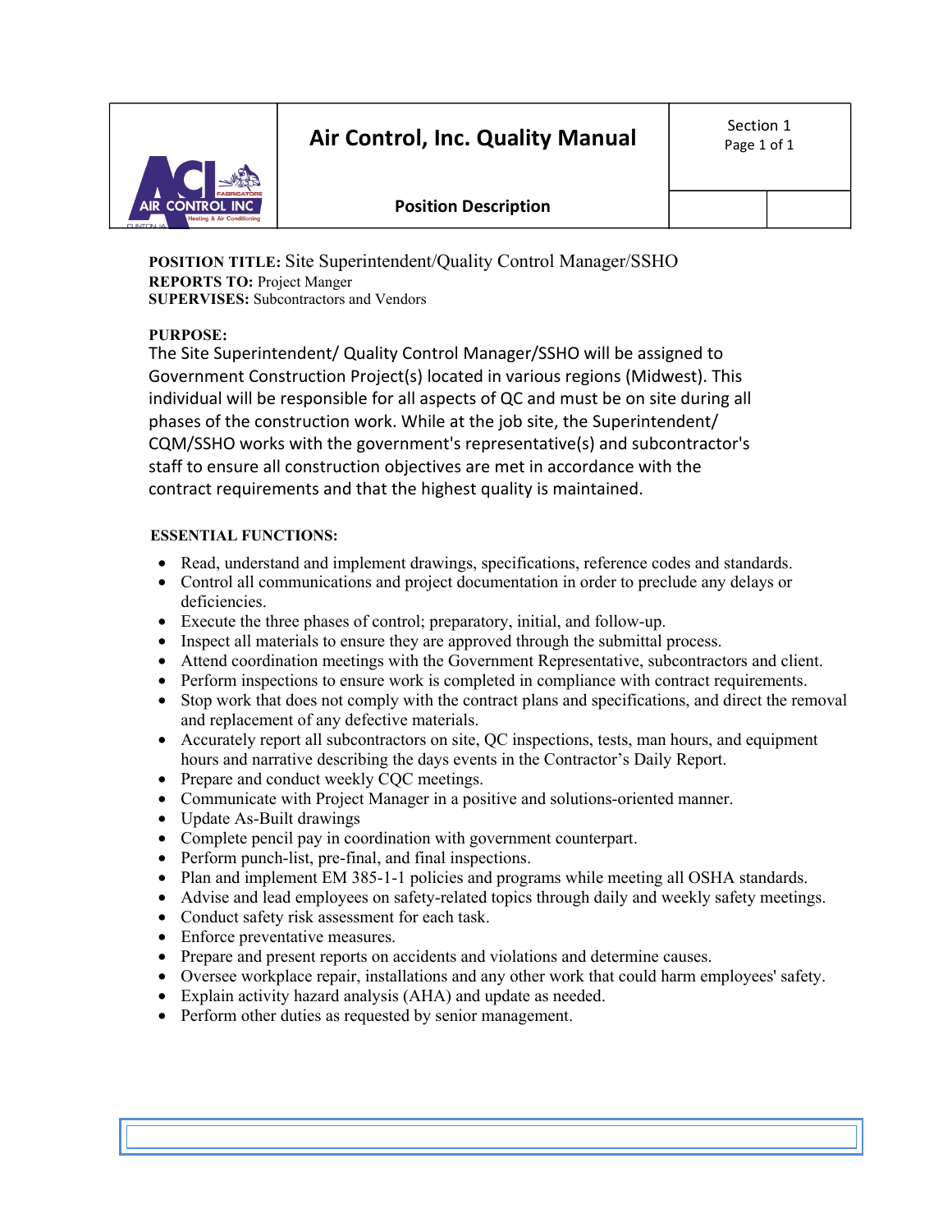# Air Control, Inc. Quality Manual

Section 1

## Position Description

**POSITION TITLE:** Site Superintendent/Quality Control Manager/SSHO
**REPORTS TO:** Project Manger
**SUPERVISES:** Subcontractors and Vendors

**PURPOSE:**
The Site Superintendent/ Quality Control Manager/SSHO will be assigned to Government Construction Project(s) located in various regions (Midwest). This individual will be responsible for all aspects of QC and must be on site during all phases of the construction work. While at the job site, the Superintendent/ CQM/SSHO works with the government's representative(s) and subcontractor's staff to ensure all construction objectives are met in accordance with the contract requirements and that the highest quality is maintained.

**ESSENTIAL FUNCTIONS:**

- Read, understand and implement drawings, specifications, reference codes and standards.
- Control all communications and project documentation in order to preclude any delays or deficiencies.
- Execute the three phases of control; preparatory, initial, and follow-up.
- Inspect all materials to ensure they are approved through the submittal process.
- Attend coordination meetings with the Government Representative, subcontractors and client.
- Perform inspections to ensure work is completed in compliance with contract requirements.
- Stop work that does not comply with the contract plans and specifications, and direct the removal and replacement of any defective materials.
- Accurately report all subcontractors on site, QC inspections, tests, man hours, and equipment hours and narrative describing the days events in the Contractor's Daily Report.
- Prepare and conduct weekly CQC meetings.
- Communicate with Project Manager in a positive and solutions-oriented manner.
- Update As-Built drawings
- Complete pencil pay in coordination with government counterpart.
- Perform punch-list, pre-final, and final inspections.
- Plan and implement EM 385-1-1 policies and programs while meeting all OSHA standards.
- Advise and lead employees on safety-related topics through daily and weekly safety meetings.
- Conduct safety risk assessment for each task.
- Enforce preventative measures.
- Prepare and present reports on accidents and violations and determine causes.
- Oversee workplace repair, installations and any other work that could harm employees' safety.
- Explain activity hazard analysis (AHA) and update as needed.
- Perform other duties as requested by senior management.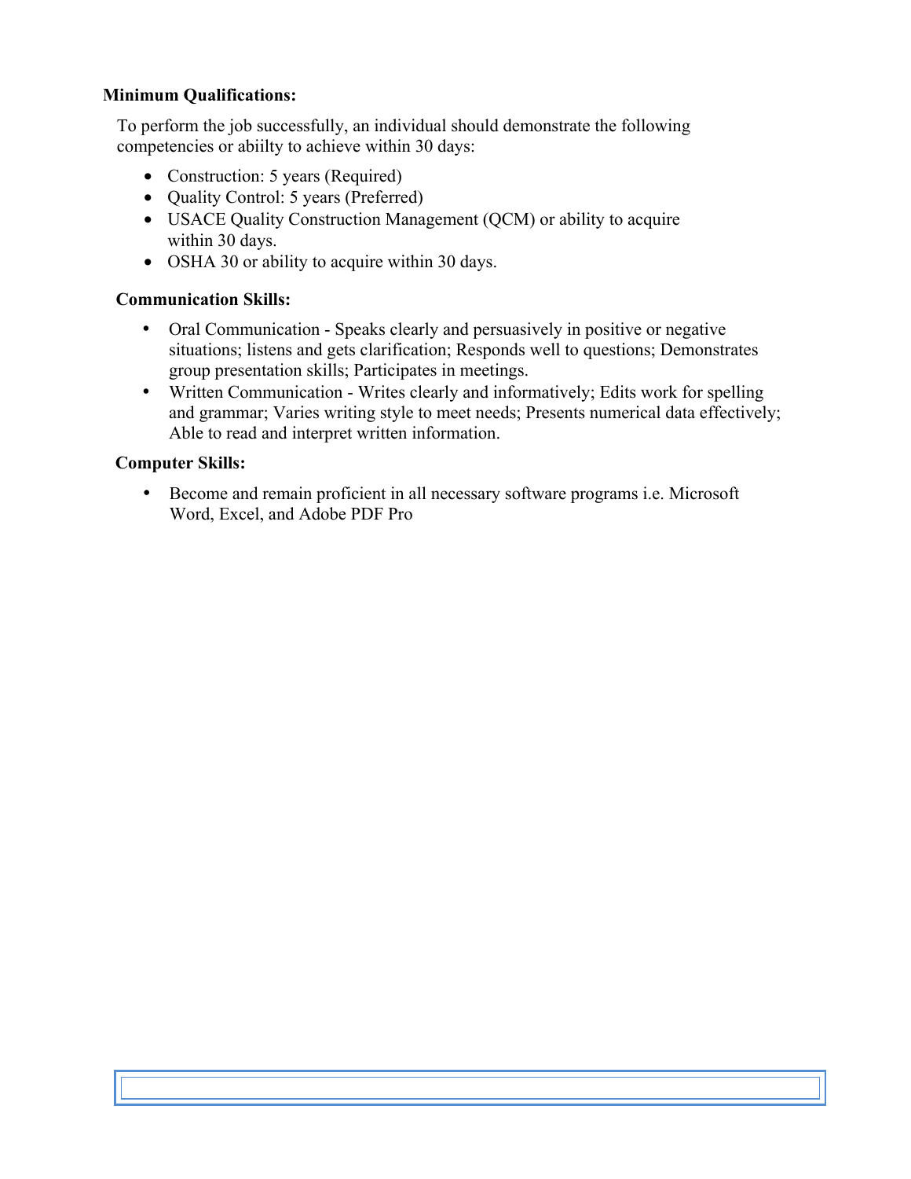**Minimum Qualifications:**

To perform the job successfully, an individual should demonstrate the following competencies or abiilty to achieve within 30 days:

- Construction: 5 years (Required)
- Quality Control: 5 years (Preferred)
- USACE Quality Construction Management (QCM) or ability to acquire within 30 days.
- OSHA 30 or ability to acquire within 30 days.

**Communication Skills:**

- Oral Communication - Speaks clearly and persuasively in positive or negative situations; listens and gets clarification; Responds well to questions; Demonstrates group presentation skills; Participates in meetings.
- Written Communication - Writes clearly and informatively; Edits work for spelling and grammar; Varies writing style to meet needs; Presents numerical data effectively; Able to read and interpret written information.

**Computer Skills:**

- Become and remain proficient in all necessary software programs i.e. Microsoft Word, Excel, and Adobe PDF Pro